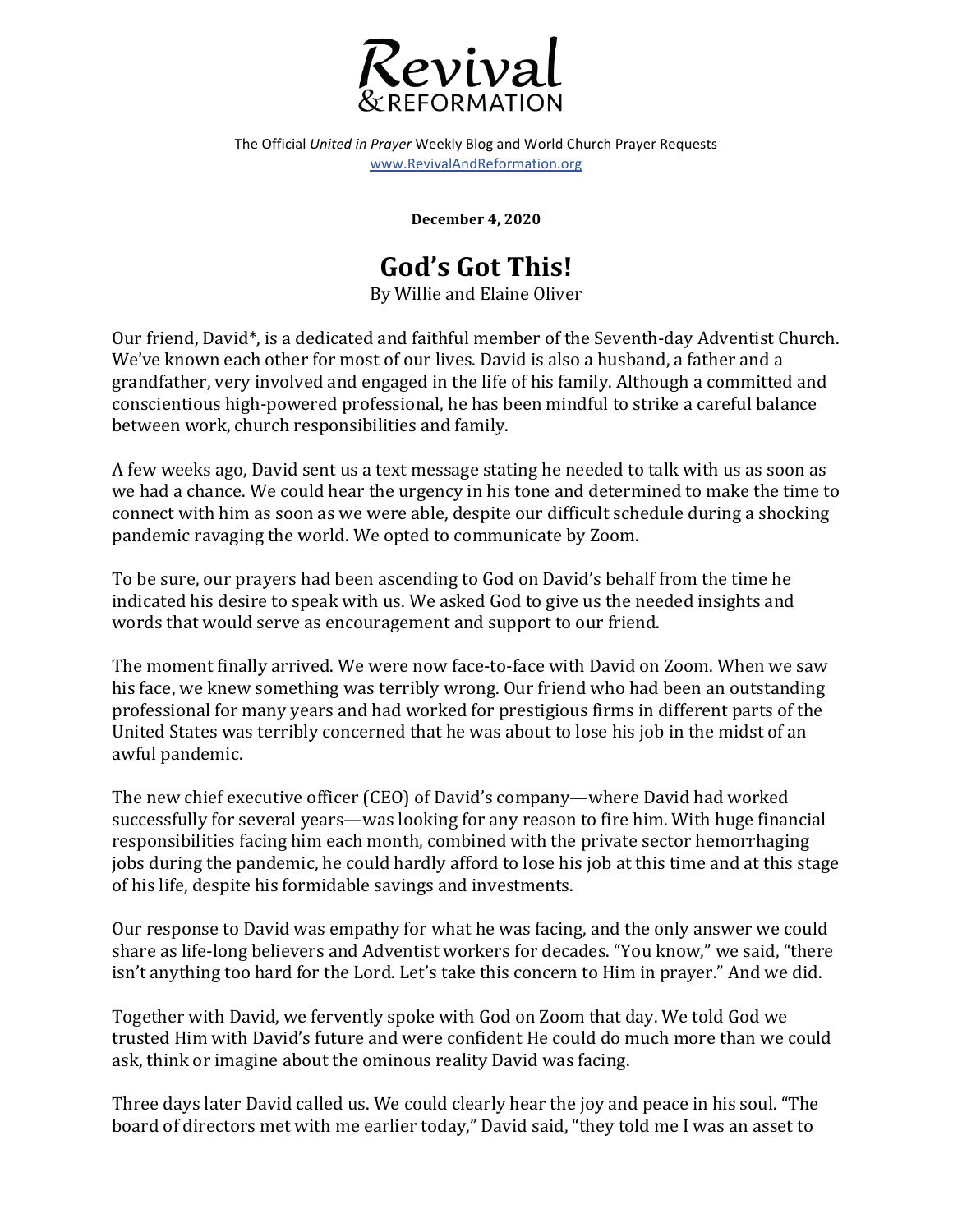# Revival & REFORMATION

The Official *United in Prayer* Weekly Blog and World Church Prayer Requests
www.RevivalAndReformation.org

**December 4, 2020**

## God's Got This!

By Willie and Elaine Oliver

Our friend, David*, is a dedicated and faithful member of the Seventh-day Adventist Church. We've known each other for most of our lives. David is also a husband, a father and a grandfather, very involved and engaged in the life of his family. Although a committed and conscientious high-powered professional, he has been mindful to strike a careful balance between work, church responsibilities and family.

A few weeks ago, David sent us a text message stating he needed to talk with us as soon as we had a chance. We could hear the urgency in his tone and determined to make the time to connect with him as soon as we were able, despite our difficult schedule during a shocking pandemic ravaging the world. We opted to communicate by Zoom.

To be sure, our prayers had been ascending to God on David's behalf from the time he indicated his desire to speak with us. We asked God to give us the needed insights and words that would serve as encouragement and support to our friend.

The moment finally arrived. We were now face-to-face with David on Zoom. When we saw his face, we knew something was terribly wrong. Our friend who had been an outstanding professional for many years and had worked for prestigious firms in different parts of the United States was terribly concerned that he was about to lose his job in the midst of an awful pandemic.

The new chief executive officer (CEO) of David's company—where David had worked successfully for several years—was looking for any reason to fire him. With huge financial responsibilities facing him each month, combined with the private sector hemorrhaging jobs during the pandemic, he could hardly afford to lose his job at this time and at this stage of his life, despite his formidable savings and investments.

Our response to David was empathy for what he was facing, and the only answer we could share as life-long believers and Adventist workers for decades. "You know," we said, "there isn't anything too hard for the Lord. Let's take this concern to Him in prayer." And we did.

Together with David, we fervently spoke with God on Zoom that day. We told God we trusted Him with David's future and were confident He could do much more than we could ask, think or imagine about the ominous reality David was facing.

Three days later David called us. We could clearly hear the joy and peace in his soul. "The board of directors met with me earlier today," David said, "they told me I was an asset to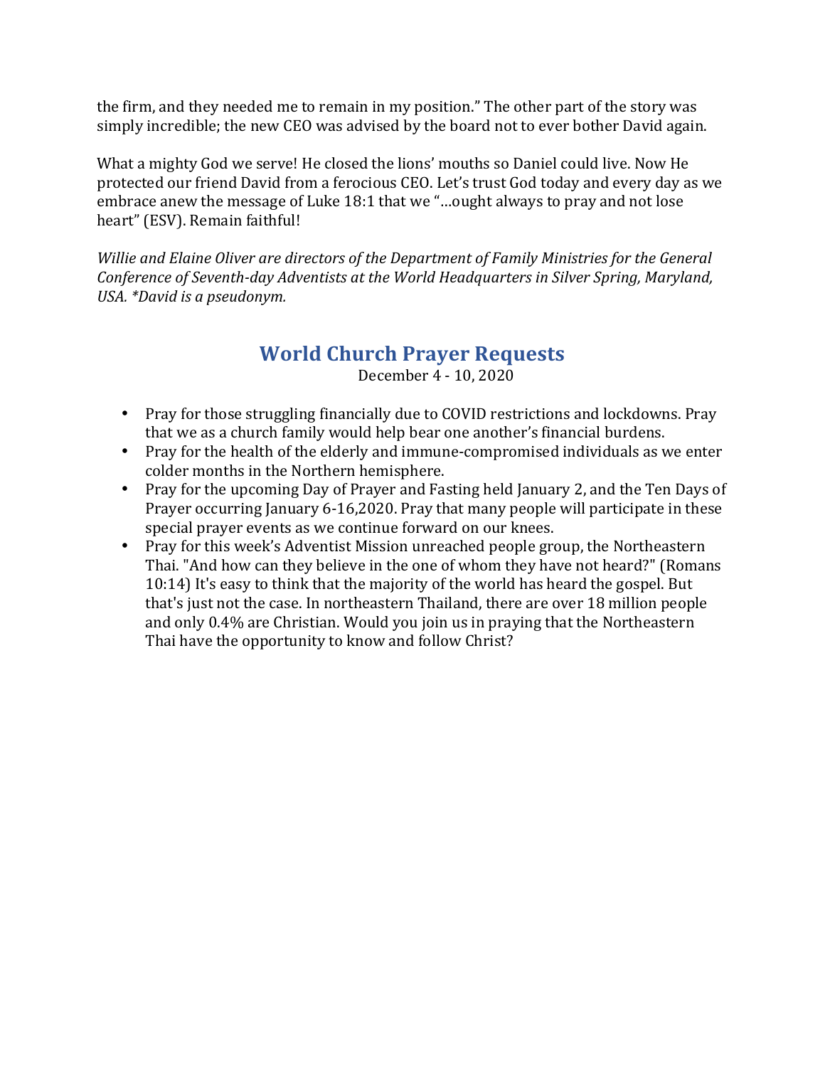the firm, and they needed me to remain in my position." The other part of the story was simply incredible; the new CEO was advised by the board not to ever bother David again.

What a mighty God we serve! He closed the lions' mouths so Daniel could live. Now He protected our friend David from a ferocious CEO. Let's trust God today and every day as we embrace anew the message of Luke 18:1 that we "…ought always to pray and not lose heart" (ESV). Remain faithful!

*Willie and Elaine Oliver are directors of the Department of Family Ministries for the General Conference of Seventh-day Adventists at the World Headquarters in Silver Spring, Maryland, USA. *David is a pseudonym.*

## World Church Prayer Requests

December 4 - 10, 2020

- Pray for those struggling financially due to COVID restrictions and lockdowns. Pray that we as a church family would help bear one another's financial burdens.
- Pray for the health of the elderly and immune-compromised individuals as we enter colder months in the Northern hemisphere.
- Pray for the upcoming Day of Prayer and Fasting held January 2, and the Ten Days of Prayer occurring January 6-16,2020. Pray that many people will participate in these special prayer events as we continue forward on our knees.
- Pray for this week's Adventist Mission unreached people group, the Northeastern Thai. "And how can they believe in the one of whom they have not heard?" (Romans 10:14) It's easy to think that the majority of the world has heard the gospel. But that's just not the case. In northeastern Thailand, there are over 18 million people and only 0.4% are Christian. Would you join us in praying that the Northeastern Thai have the opportunity to know and follow Christ?